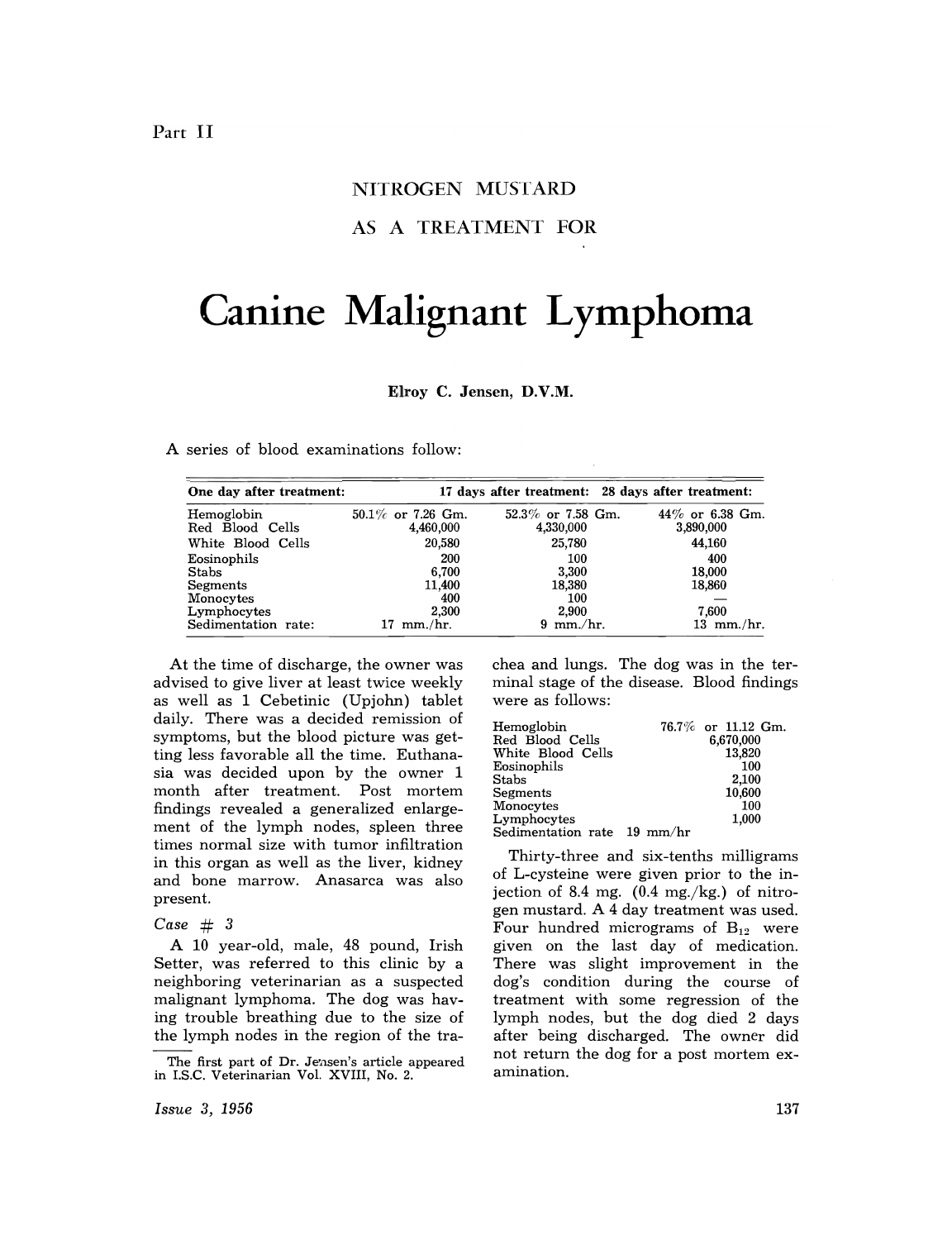Part II

# NITROGEN MUSTARD AS A TREATMENT FOR

# Canine Malignant Lymphoma

**Elroy C. Jensen, D.V.M.**

A series of blood examinations follow:

| One day after treatment: | | 17 days after treatment: | 28 days after treatment: |
|---|---|---|---|
| Hemoglobin | 50.1% or 7.26 Gm. | 52.3% or 7.58 Gm. | 44% or 6.38 Gm. |
| Red Blood Cells | 4,460,000 | 4,330,000 | 3,890,000 |
| White Blood Cells | 20,580 | 25,780 | 44,160 |
| Eosinophils | 200 | 100 | 400 |
| Stabs | 6,700 | 3,300 | 18,000 |
| Segments | 11,400 | 18,380 | 18,860 |
| Monocytes | 400 | 100 | — |
| Lymphocytes | 2,300 | 2,900 | 7,600 |
| Sedimentation rate: | 17 mm./hr. | 9 mm./hr. | 13 mm./hr. |

At the time of discharge, the owner was advised to give liver at least twice weekly as well as 1 Cebetinic (Upjohn) tablet daily. There was a decided remission of symptoms, but the blood picture was getting less favorable all the time. Euthanasia was decided upon by the owner 1 month after treatment. Post mortem findings revealed a generalized enlargement of the lymph nodes, spleen three times normal size with tumor infiltration in this organ as well as the liver, kidney and bone marrow. Anasarca was also present.

*Case # 3*

A 10 year-old, male, 48 pound, Irish Setter, was referred to this clinic by a neighboring veterinarian as a suspected malignant lymphoma. The dog was having trouble breathing due to the size of the lymph nodes in the region of the trachea and lungs. The dog was in the terminal stage of the disease. Blood findings were as follows:

| | |
|---|---|
| Hemoglobin | 76.7% or 11.12 Gm. |
| Red Blood Cells | 6,670,000 |
| White Blood Cells | 13,820 |
| Eosinophils | 100 |
| Stabs | 2,100 |
| Segments | 10,600 |
| Monocytes | 100 |
| Lymphocytes | 1,000 |
| Sedimentation rate | 19 mm/hr |

Thirty-three and six-tenths milligrams of L-cysteine were given prior to the injection of 8.4 mg. (0.4 mg./kg.) of nitrogen mustard. A 4 day treatment was used. Four hundred micrograms of $B_{12}$ were given on the last day of medication. There was slight improvement in the dog's condition during the course of treatment with some regression of the lymph nodes, but the dog died 2 days after being discharged. The owner did not return the dog for a post mortem examination.

The first part of Dr. Jensen's article appeared in I.S.C. Veterinarian Vol. XVIII, No. 2.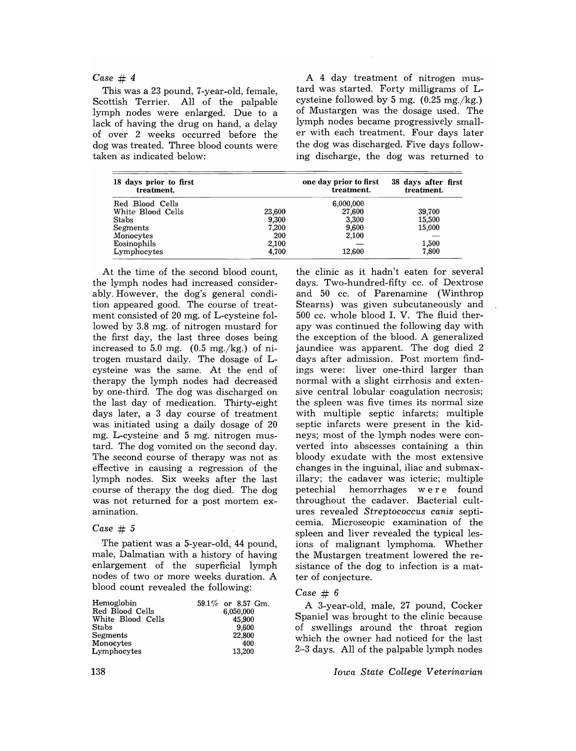### *Case # 4*

This was a 23 pound, 7-year-old, female, Scottish Terrier. All of the palpable lymph nodes were enlarged. Due to a lack of having the drug on hand, a delay of over 2 weeks occurred before the dog was treated. Three blood counts were taken as indicated below:

| 18 days prior to first treatment. | | one day prior to first treatment. | 38 days after first treatment. |
|---|---|---|---|
| Red Blood Cells | | 6,000,000 | |
| White Blood Cells | 23,600 | 27,600 | 39,700 |
| Stabs | 9,300 | 3,300 | 15,500 |
| Segments | 7,200 | 9,600 | 15,000 |
| Monocytes | 200 | 2,100 | — |
| Eosinophils | 2,100 | — | 1,500 |
| Lymphocytes | 4,700 | 12,600 | 7,800 |

At the time of the second blood count, the lymph nodes had increased considerably. However, the dog's general condition appeared good. The course of treatment consisted of 20 mg. of L-cysteine followed by 3.8 mg. of nitrogen mustard for the first day, the last three doses being increased to 5.0 mg. (0.5 mg./kg.) of nitrogen mustard daily. The dosage of L-cysteine was the same. At the end of therapy the lymph nodes had decreased by one-third. The dog was discharged on the last day of medication. Thirty-eight days later, a 3 day course of treatment was initiated using a daily dosage of 20 mg. L-cysteine and 5 mg. nitrogen mustard. The dog vomited on the second day. The second course of therapy was not as effective in causing a regression of the lymph nodes. Six weeks after the last course of therapy the dog died. The dog was not returned for a post mortem examination.

### *Case # 5*

The patient was a 5-year-old, 44 pound, male, Dalmatian with a history of having enlargement of the superficial lymph nodes of two or more weeks duration. A blood count revealed the following:

| | |
|---|---|
| Hemoglobin | 59.1% or 8.57 Gm. |
| Red Blood Cells | 6,050,000 |
| White Blood Cells | 45,900 |
| Stabs | 9,600 |
| Segments | 22,800 |
| Monocytes | 400 |
| Lymphocytes | 13,200 |

A 4 day treatment of nitrogen mustard was started. Forty milligrams of L-cysteine followed by 5 mg. (0.25 mg./kg.) of Mustargen was the dosage used. The lymph nodes became progressively smaller with each treatment. Four days later the dog was discharged. Five days following discharge, the dog was returned to the clinic as it hadn't eaten for several days. Two-hundred-fifty cc. of Dextrose and 50 cc. of Parenamine (Winthrop Stearns) was given subcutaneously and 500 cc. whole blood I. V. The fluid therapy was continued the following day with the exception of the blood. A generalized jaundice was apparent. The dog died 2 days after admission. Post mortem findings were: liver one-third larger than normal with a slight cirrhosis and extensive central lobular coagulation necrosis; the spleen was five times its normal size with multiple septic infarcts; multiple septic infarcts were present in the kidneys; most of the lymph nodes were converted into abscesses containing a thin bloody exudate with the most extensive changes in the inguinal, iliac and submaxillary; the cadaver was icteric; multiple petechial hemorrhages were found throughout the cadaver. Bacterial cultures revealed *Streptococcus canis* septicemia. Microscopic examination of the spleen and liver revealed the typical lesions of malignant lymphoma. Whether the Mustargen treatment lowered the resistance of the dog to infection is a matter of conjecture.

### *Case # 6*

A 3-year-old, male, 27 pound, Cocker Spaniel was brought to the clinic because of swellings around the throat region which the owner had noticed for the last 2–3 days. All of the palpable lymph nodes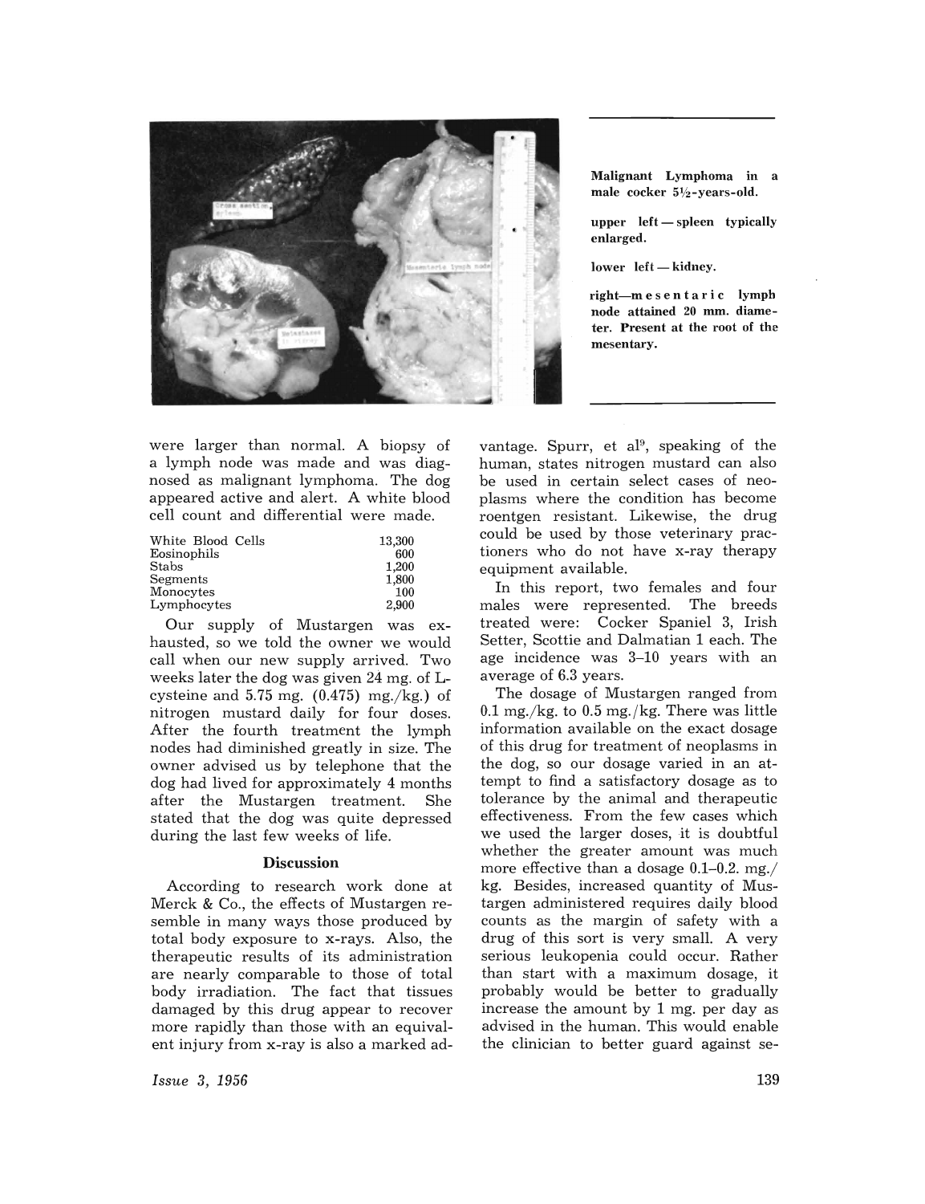Malignant Lymphoma in a male cocker 5½-years-old.

upper left — spleen typically enlarged.

lower left — kidney.

right—mesenteric lymph node attained 20 mm. diameter. Present at the root of the mesentary.

were larger than normal. A biopsy of a lymph node was made and was diagnosed as malignant lymphoma. The dog appeared active and alert. A white blood cell count and differential were made.

| | |
|---|---|
| White Blood Cells | 13,300 |
| Eosinophils | 600 |
| Stabs | 1,200 |
| Segments | 1,800 |
| Monocytes | 100 |
| Lymphocytes | 2,900 |

Our supply of Mustargen was exhausted, so we told the owner we would call when our new supply arrived. Two weeks later the dog was given 24 mg. of L-cysteine and 5.75 mg. (0.475) mg./kg.) of nitrogen mustard daily for four doses. After the fourth treatment the lymph nodes had diminished greatly in size. The owner advised us by telephone that the dog had lived for approximately 4 months after the Mustargen treatment. She stated that the dog was quite depressed during the last few weeks of life.

### Discussion

According to research work done at Merck & Co., the effects of Mustargen resemble in many ways those produced by total body exposure to x-rays. Also, the therapeutic results of its administration are nearly comparable to those of total body irradiation. The fact that tissues damaged by this drug appear to recover more rapidly than those with an equivalent injury from x-ray is also a marked advantage. Spurr, et al[9], speaking of the human, states nitrogen mustard can also be used in certain select cases of neoplasms where the condition has become roentgen resistant. Likewise, the drug could be used by those veterinary practioners who do not have x-ray therapy equipment available.

In this report, two females and four males were represented. The breeds treated were: Cocker Spaniel 3, Irish Setter, Scottie and Dalmatian 1 each. The age incidence was 3–10 years with an average of 6.3 years.

The dosage of Mustargen ranged from 0.1 mg./kg. to 0.5 mg./kg. There was little information available on the exact dosage of this drug for treatment of neoplasms in the dog, so our dosage varied in an attempt to find a satisfactory dosage as to tolerance by the animal and therapeutic effectiveness. From the few cases which we used the larger doses, it is doubtful whether the greater amount was much more effective than a dosage 0.1–0.2. mg./kg. Besides, increased quantity of Mustargen administered requires daily blood counts as the margin of safety with a drug of this sort is very small. A very serious leukopenia could occur. Rather than start with a maximum dosage, it probably would be better to gradually increase the amount by 1 mg. per day as advised in the human. This would enable the clinician to better guard against se-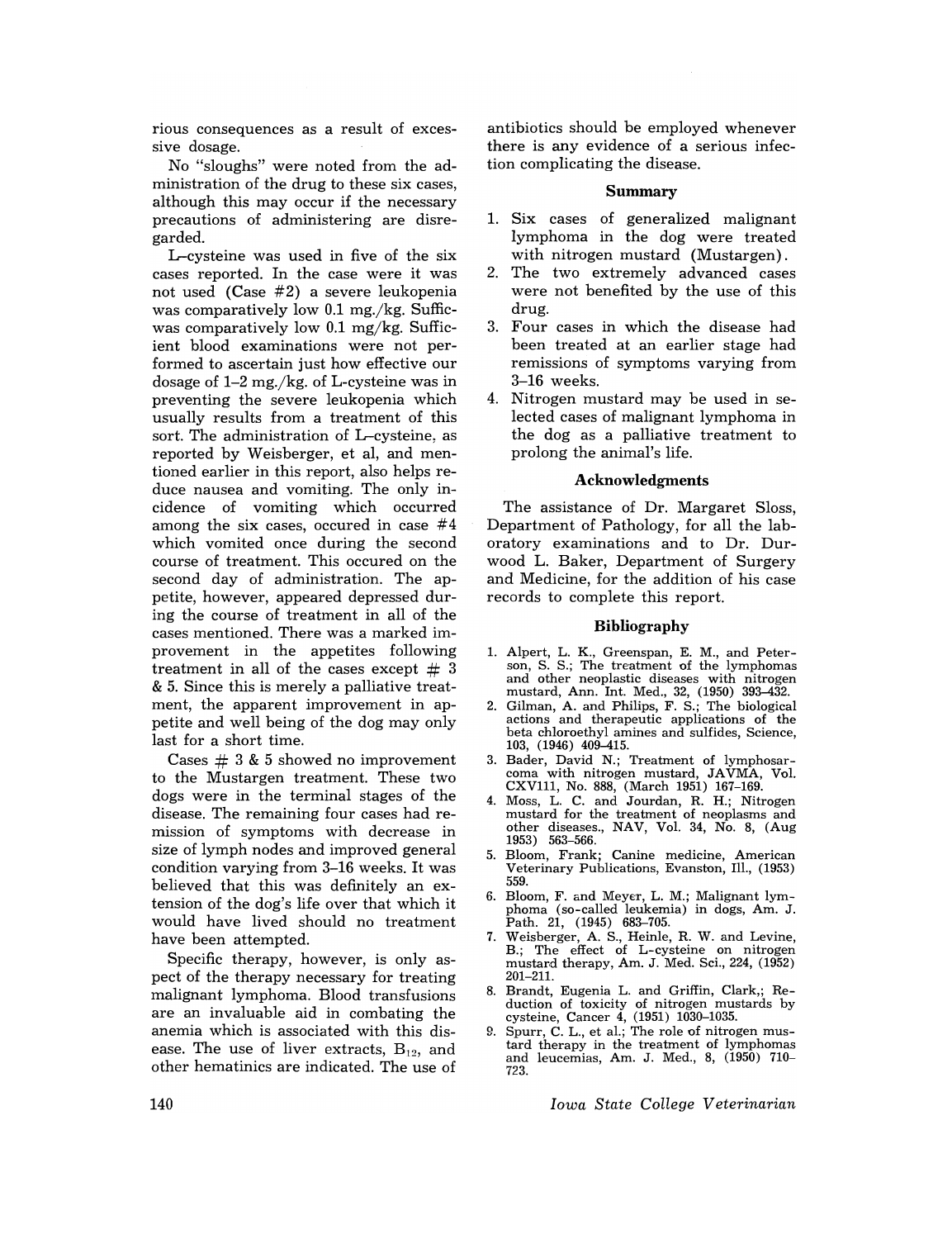rious consequences as a result of excessive dosage.

No "sloughs" were noted from the administration of the drug to these six cases, although this may occur if the necessary precautions of administering are disregarded.

L-cysteine was used in five of the six cases reported. In the case were it was not used (Case #2) a severe leukopenia was comparatively low 0.1 mg./kg. Sufficwas comparatively low 0.1 mg/kg. Sufficient blood examinations were not performed to ascertain just how effective our dosage of 1–2 mg./kg. of L-cysteine was in preventing the severe leukopenia which usually results from a treatment of this sort. The administration of L-cysteine, as reported by Weisberger, et al, and mentioned earlier in this report, also helps reduce nausea and vomiting. The only incidence of vomiting which occurred among the six cases, occured in case #4 which vomited once during the second course of treatment. This occured on the second day of administration. The appetite, however, appeared depressed during the course of treatment in all of the cases mentioned. There was a marked improvement in the appetites following treatment in all of the cases except # 3 & 5. Since this is merely a palliative treatment, the apparent improvement in appetite and well being of the dog may only last for a short time.

Cases # 3 & 5 showed no improvement to the Mustargen treatment. These two dogs were in the terminal stages of the disease. The remaining four cases had remission of symptoms with decrease in size of lymph nodes and improved general condition varying from 3–16 weeks. It was believed that this was definitely an extension of the dog's life over that which it would have lived should no treatment have been attempted.

Specific therapy, however, is only aspect of the therapy necessary for treating malignant lymphoma. Blood transfusions are an invaluable aid in combating the anemia which is associated with this disease. The use of liver extracts, $B_{12}$, and other hematinics are indicated. The use of antibiotics should be employed whenever there is any evidence of a serious infection complicating the disease.

### Summary

1. Six cases of generalized malignant lymphoma in the dog were treated with nitrogen mustard (Mustargen).
2. The two extremely advanced cases were not benefited by the use of this drug.
3. Four cases in which the disease had been treated at an earlier stage had remissions of symptoms varying from 3–16 weeks.
4. Nitrogen mustard may be used in selected cases of malignant lymphoma in the dog as a palliative treatment to prolong the animal's life.

### Acknowledgments

The assistance of Dr. Margaret Sloss, Department of Pathology, for all the laboratory examinations and to Dr. Durwood L. Baker, Department of Surgery and Medicine, for the addition of his case records to complete this report.

### Bibliography

1. Alpert, L. K., Greenspan, E. M., and Peterson, S. S.; The treatment of the lymphomas and other neoplastic diseases with nitrogen mustard, Ann. Int. Med., 32, (1950) 393–432.
2. Gilman, A. and Philips, F. S.; The biological actions and therapeutic applications of the beta chloroethyl amines and sulfides, Science, 103, (1946) 409–415.
3. Bader, David N.; Treatment of lymphosarcoma with nitrogen mustard, JAVMA, Vol. CXV111, No. 888, (March 1951) 167–169.
4. Moss, L. C. and Jourdan, R. H.; Nitrogen mustard for the treatment of neoplasms and other diseases., NAV, Vol. 34, No. 8, (Aug 1953) 563–566.
5. Bloom, Frank; Canine medicine, American Veterinary Publications, Evanston, Ill., (1953) 559.
6. Bloom, F. and Meyer, L. M.; Malignant lymphoma (so-called leukemia) in dogs, Am. J. Path. 21, (1945) 683–705.
7. Weisberger, A. S., Heinle, R. W. and Levine, B.; The effect of L-cysteine on nitrogen mustard therapy, Am. J. Med. Sci., 224, (1952) 201–211.
8. Brandt, Eugenia L. and Griffin, Clark,; Reduction of toxicity of nitrogen mustards by cysteine, Cancer 4, (1951) 1030–1035.
9. Spurr, C. L., et al.; The role of nitrogen mustard therapy in the treatment of lymphomas and leucemias, Am. J. Med., 8, (1950) 710–723.